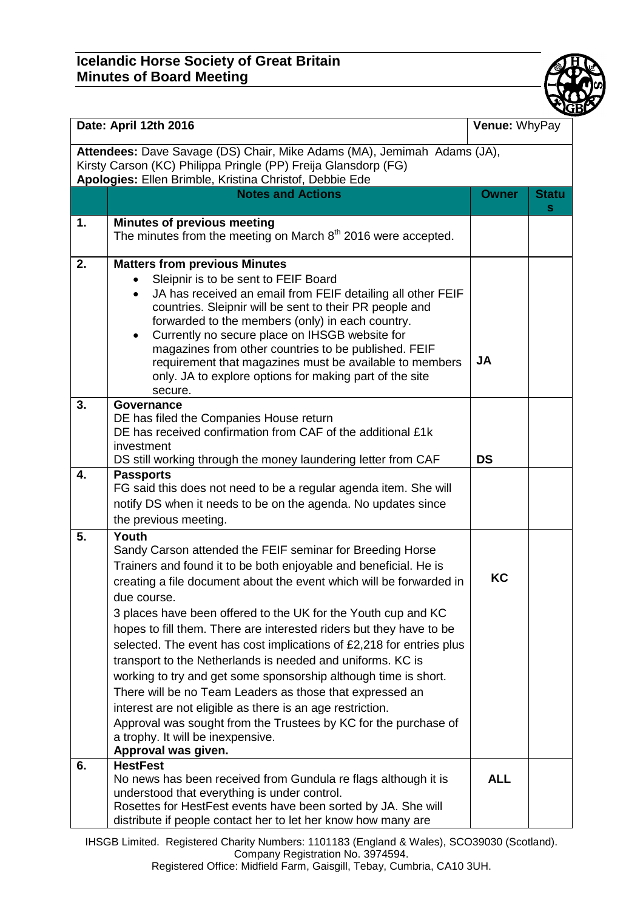## Icelandic Horse Society of Great Britain
## Minutes of Board Meeting

| Date: April 12th 2016 | | Venue: WhyPay | |
|---|---|---|---|
| **Attendees:** Dave Savage (DS) Chair, Mike Adams (MA), Jemimah Adams (JA), Kirsty Carson (KC) Philippa Pringle (PP) Freija Glansdorp (FG)<br>**Apologies:** Ellen Brimble, Kristina Christof, Debbie Ede | | | |
| | **Notes and Actions** | **Owner** | **Status** |
| **1.** | **Minutes of previous meeting**<br>The minutes from the meeting on March 8th 2016 were accepted. | | |
| **2.** | **Matters from previous Minutes**<br>• Sleipnir is to be sent to FEIF Board<br>• JA has received an email from FEIF detailing all other FEIF countries. Sleipnir will be sent to their PR people and forwarded to the members (only) in each country.<br>• Currently no secure place on IHSGB website for magazines from other countries to be published. FEIF requirement that magazines must be available to members only. JA to explore options for making part of the site secure. | **JA** | |
| **3.** | **Governance**<br>DE has filed the Companies House return<br>DE has received confirmation from CAF of the additional £1k investment<br>DS still working through the money laundering letter from CAF | **DS** | |
| **4.** | **Passports**<br>FG said this does not need to be a regular agenda item. She will notify DS when it needs to be on the agenda. No updates since the previous meeting. | | |
| **5.** | **Youth**<br>Sandy Carson attended the FEIF seminar for Breeding Horse Trainers and found it to be both enjoyable and beneficial. He is creating a file document about the event which will be forwarded in due course.<br>3 places have been offered to the UK for the Youth cup and KC hopes to fill them. There are interested riders but they have to be selected. The event has cost implications of £2,218 for entries plus transport to the Netherlands is needed and uniforms. KC is working to try and get some sponsorship although time is short.<br>There will be no Team Leaders as those that expressed an interest are not eligible as there is an age restriction.<br>Approval was sought from the Trustees by KC for the purchase of a trophy. It will be inexpensive.<br>**Approval was given.** | **KC** | |
| **6.** | **HestFest**<br>No news has been received from Gundula re flags although it is understood that everything is under control.<br>Rosettes for HestFest events have been sorted by JA. She will distribute if people contact her to let her know how many are | **ALL** | |

IHSGB Limited. Registered Charity Numbers: 1101183 (England & Wales), SCO39030 (Scotland).
Company Registration No. 3974594.
Registered Office: Midfield Farm, Gaisgill, Tebay, Cumbria, CA10 3UH.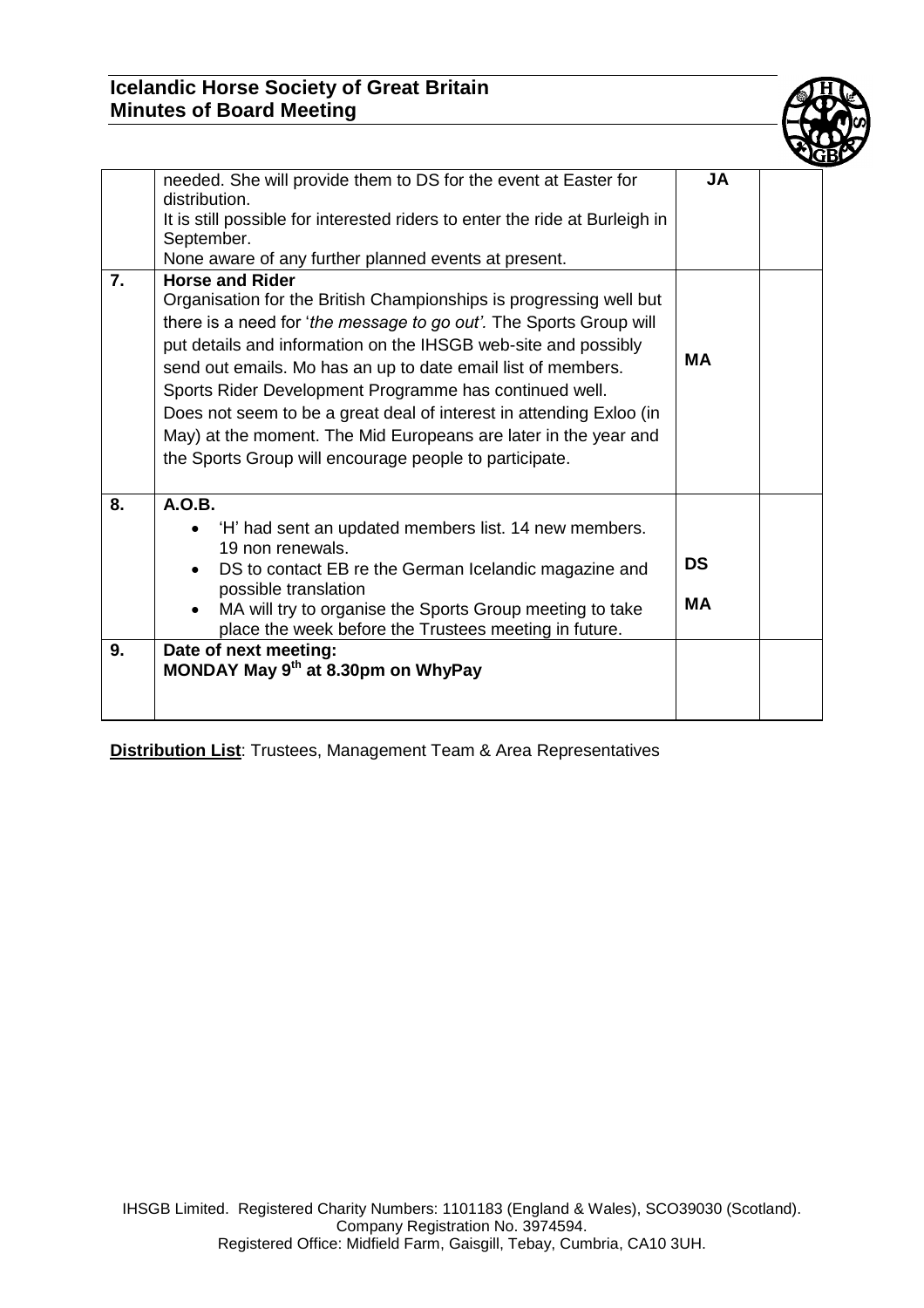**Icelandic Horse Society of Great Britain**
**Minutes of Board Meeting**

| | | | |
|---|---|---|---|
| | needed. She will provide them to DS for the event at Easter for distribution.<br>It is still possible for interested riders to enter the ride at Burleigh in September.<br>None aware of any further planned events at present. | **JA** | |
| **7.** | **Horse and Rider**<br>Organisation for the British Championships is progressing well but there is a need for '*the message to go out'.* The Sports Group will put details and information on the IHSGB web-site and possibly send out emails. Mo has an up to date email list of members.<br>Sports Rider Development Programme has continued well.<br>Does not seem to be a great deal of interest in attending Exloo (in May) at the moment. The Mid Europeans are later in the year and the Sports Group will encourage people to participate. | **MA** | |
| **8.** | **A.O.B.**<br>• 'H' had sent an updated members list. 14 new members. 19 non renewals.<br>• DS to contact EB re the German Icelandic magazine and possible translation<br>• MA will try to organise the Sports Group meeting to take place the week before the Trustees meeting in future. | **DS**<br><br>**MA** | |
| **9.** | **Date of next meeting:**<br>**MONDAY May 9th at 8.30pm on WhyPay** | | |

**Distribution List**: Trustees, Management Team & Area Representatives

IHSGB Limited. Registered Charity Numbers: 1101183 (England & Wales), SCO39030 (Scotland).
Company Registration No. 3974594.
Registered Office: Midfield Farm, Gaisgill, Tebay, Cumbria, CA10 3UH.